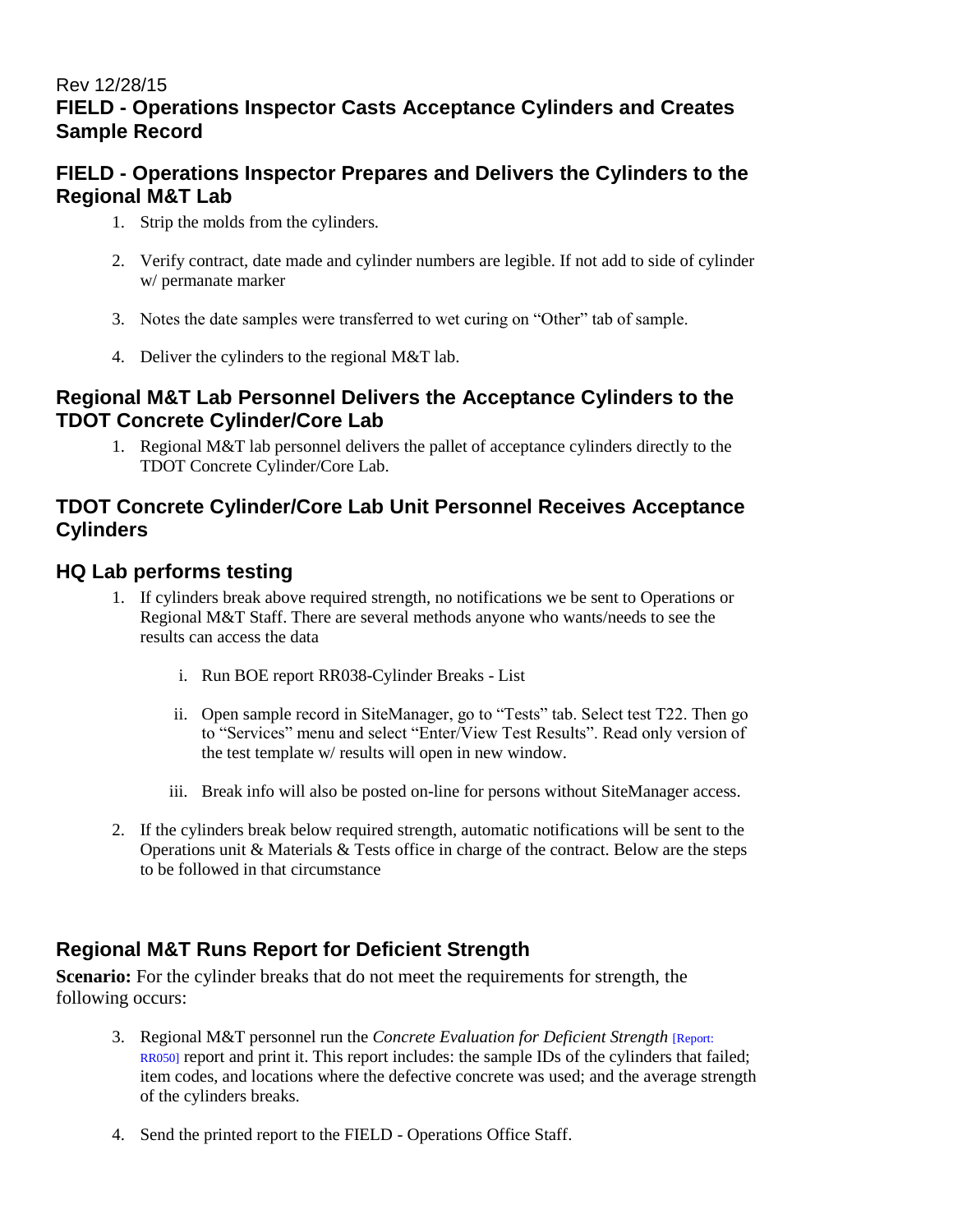Rev 12/28/15

## FIELD - Operations Inspector Casts Acceptance Cylinders and Creates Sample Record

## FIELD - Operations Inspector Prepares and Delivers the Cylinders to the Regional M&T Lab

1. Strip the molds from the cylinders.

2. Verify contract, date made and cylinder numbers are legible. If not add to side of cylinder w/ permanate marker

3. Notes the date samples were transferred to wet curing on "Other" tab of sample.

4. Deliver the cylinders to the regional M&T lab.

## Regional M&T Lab Personnel Delivers the Acceptance Cylinders to the TDOT Concrete Cylinder/Core Lab

1. Regional M&T lab personnel delivers the pallet of acceptance cylinders directly to the TDOT Concrete Cylinder/Core Lab.

## TDOT Concrete Cylinder/Core Lab Unit Personnel Receives Acceptance Cylinders

## HQ Lab performs testing

1. If cylinders break above required strength, no notifications we be sent to Operations or Regional M&T Staff. There are several methods anyone who wants/needs to see the results can access the data

   i. Run BOE report RR038-Cylinder Breaks - List

   ii. Open sample record in SiteManager, go to "Tests" tab. Select test T22. Then go to "Services" menu and select "Enter/View Test Results". Read only version of the test template w/ results will open in new window.

   iii. Break info will also be posted on-line for persons without SiteManager access.

2. If the cylinders break below required strength, automatic notifications will be sent to the Operations unit & Materials & Tests office in charge of the contract. Below are the steps to be followed in that circumstance

## Regional M&T Runs Report for Deficient Strength

**Scenario:** For the cylinder breaks that do not meet the requirements for strength, the following occurs:

3. Regional M&T personnel run the *Concrete Evaluation for Deficient Strength* [Report: RR050] report and print it. This report includes: the sample IDs of the cylinders that failed; item codes, and locations where the defective concrete was used; and the average strength of the cylinders breaks.

4. Send the printed report to the FIELD - Operations Office Staff.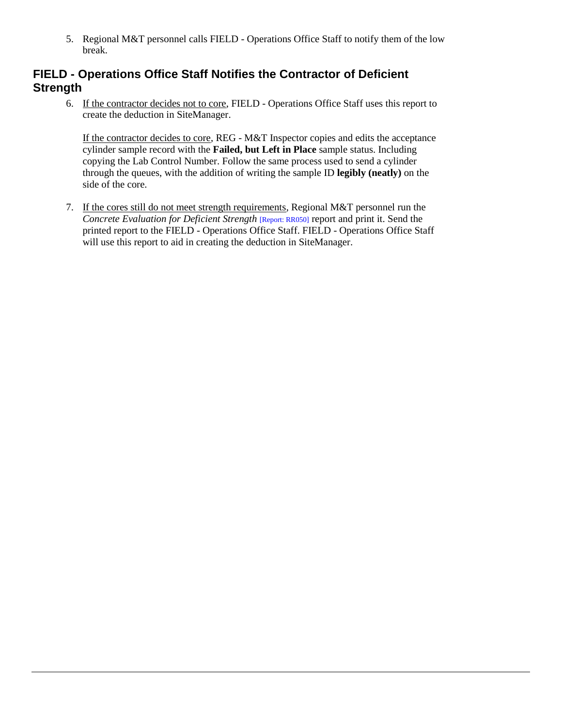5. Regional M&T personnel calls FIELD - Operations Office Staff to notify them of the low break.

## FIELD - Operations Office Staff Notifies the Contractor of Deficient Strength

6. If the contractor decides not to core, FIELD - Operations Office Staff uses this report to create the deduction in SiteManager.

   If the contractor decides to core, REG - M&T Inspector copies and edits the acceptance cylinder sample record with the **Failed, but Left in Place** sample status. Including copying the Lab Control Number. Follow the same process used to send a cylinder through the queues, with the addition of writing the sample ID **legibly (neatly)** on the side of the core.

7. If the cores still do not meet strength requirements, Regional M&T personnel run the *Concrete Evaluation for Deficient Strength* [Report: RR050] report and print it. Send the printed report to the FIELD - Operations Office Staff. FIELD - Operations Office Staff will use this report to aid in creating the deduction in SiteManager.